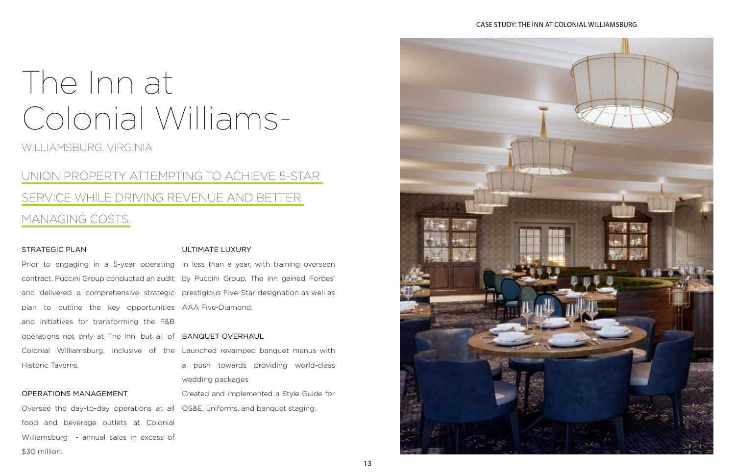# The Inn at Colonial Williams-

WILLIAMSBURG, VIRGINIA

## UNION PROPERTY ATTEMPTING TO ACHIEVE 5-STAR SERVICE WHILE DRIVING REVENUE AND BETTER MANAGING COSTS.

### STRATEGIC PLAN

Prior to engaging in a 5-year operating contract, Puccini Group conducted an audit and delivered a comprehensive strategic plan to outline the key opportunities and initiatives for transforming the F&B operations not only at The Inn, but all of Colonial Williamsburg, inclusive of the Historic Taverns.

### OPERATIONS MANAGEMENT

Oversee the day-to-day operations at all food and beverage outlets at Colonial Williamsburg - annual sales in excess of $30 million.

### ULTIMATE LUXURY

In less than a year, with training overseen by Puccini Group, The Inn gained Forbes' prestigious Five-Star designation as well as AAA Five-Diamond.

### BANQUET OVERHAUL

Launched revamped banquet menus with a push towards providing world-class wedding packages

Created and implemented a Style Guide for OS&E, uniforms, and banquet staging.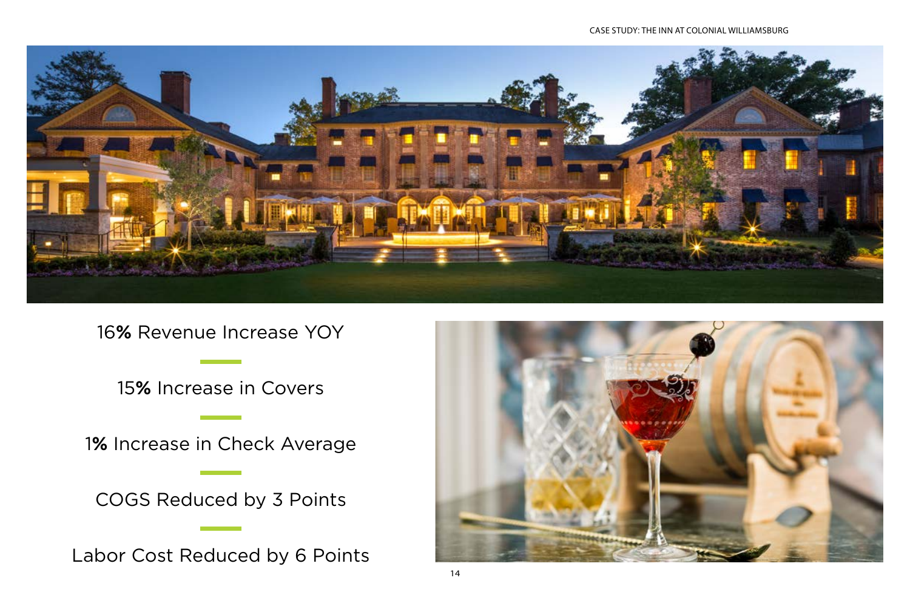16% Revenue Increase YOY

15% Increase in Covers

1% Increase in Check Average

COGS Reduced by 3 Points

Labor Cost Reduced by 6 Points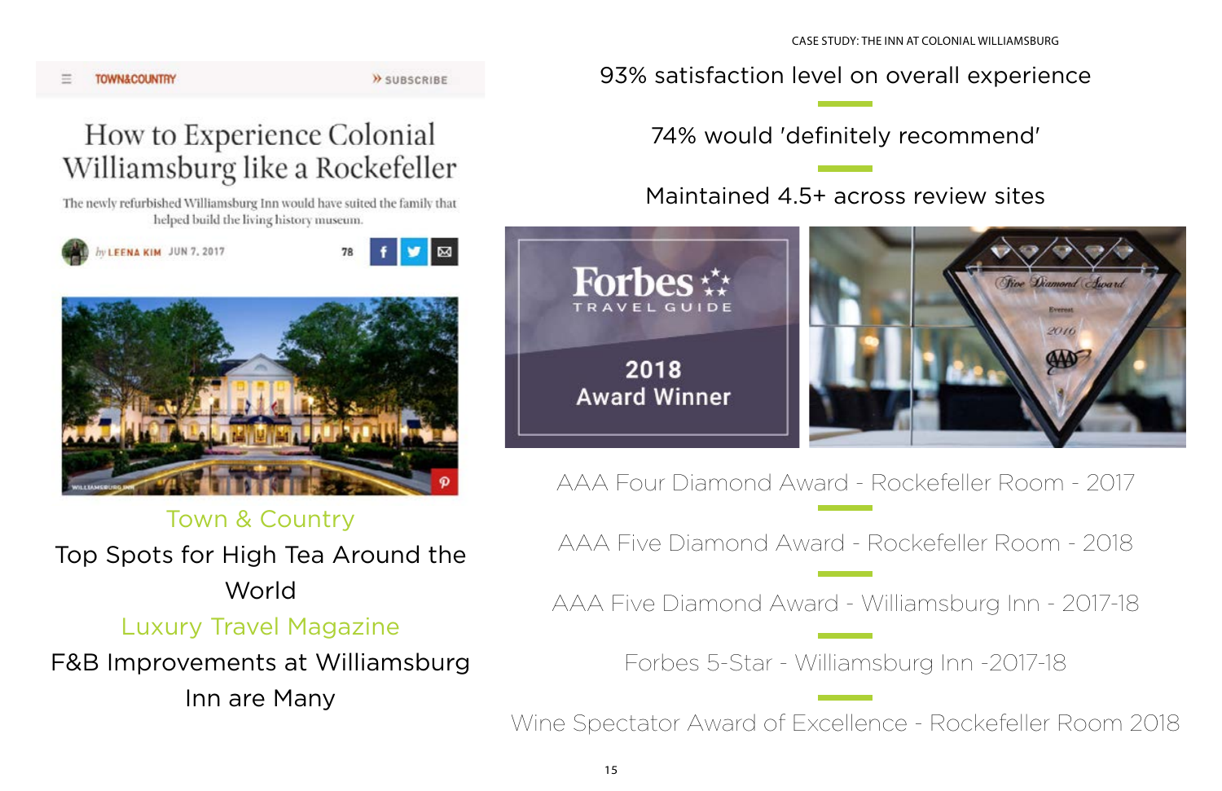Town & Country

Top Spots for High Tea Around the World

Luxury Travel Magazine

F&B Improvements at Williamsburg Inn are Many

93% satisfaction level on overall experience

74% would 'definitely recommend'

Maintained 4.5+ across review sites

AAA Four Diamond Award - Rockefeller Room - 2017

AAA Five Diamond Award - Rockefeller Room - 2018

AAA Five Diamond Award - Williamsburg Inn - 2017-18

Forbes 5-Star - Williamsburg Inn -2017-18

Wine Spectator Award of Excellence - Rockefeller Room 2018